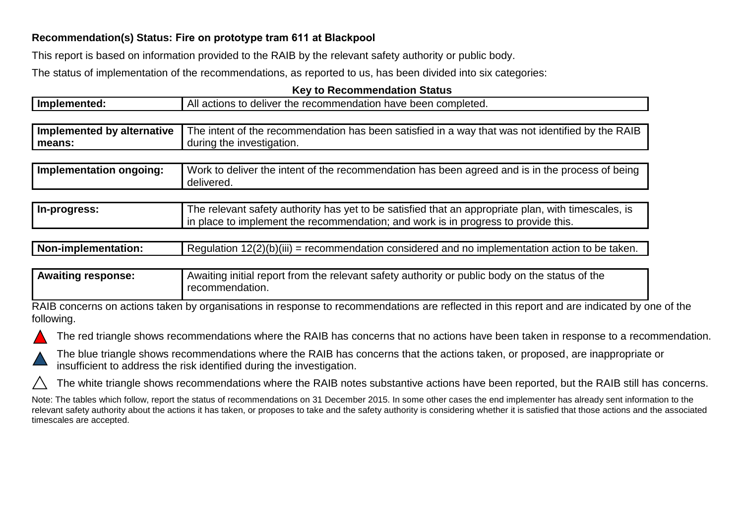**Recommendation(s) Status: Fire on prototype tram 611 at Blackpool**

This report is based on information provided to the RAIB by the relevant safety authority or public body.

The status of implementation of the recommendations, as reported to us, has been divided into six categories:

**Key to Recommendation Status**

| | |
|---|---|
| **Implemented:** | All actions to deliver the recommendation have been completed. |
| **Implemented by alternative means:** | The intent of the recommendation has been satisfied in a way that was not identified by the RAIB during the investigation. |
| **Implementation ongoing:** | Work to deliver the intent of the recommendation has been agreed and is in the process of being delivered. |
| **In-progress:** | The relevant safety authority has yet to be satisfied that an appropriate plan, with timescales, is in place to implement the recommendation; and work is in progress to provide this. |
| **Non-implementation:** | Regulation 12(2)(b)(iii) = recommendation considered and no implementation action to be taken. |
| **Awaiting response:** | Awaiting initial report from the relevant safety authority or public body on the status of the recommendation. |

RAIB concerns on actions taken by organisations in response to recommendations are reflected in this report and are indicated by one of the following.

▲ The red triangle shows recommendations where the RAIB has concerns that no actions have been taken in response to a recommendation.

▲ The blue triangle shows recommendations where the RAIB has concerns that the actions taken, or proposed, are inappropriate or insufficient to address the risk identified during the investigation.

△ The white triangle shows recommendations where the RAIB notes substantive actions have been reported, but the RAIB still has concerns.

Note: The tables which follow, report the status of recommendations on 31 December 2015. In some other cases the end implementer has already sent information to the relevant safety authority about the actions it has taken, or proposes to take and the safety authority is considering whether it is satisfied that those actions and the associated timescales are accepted.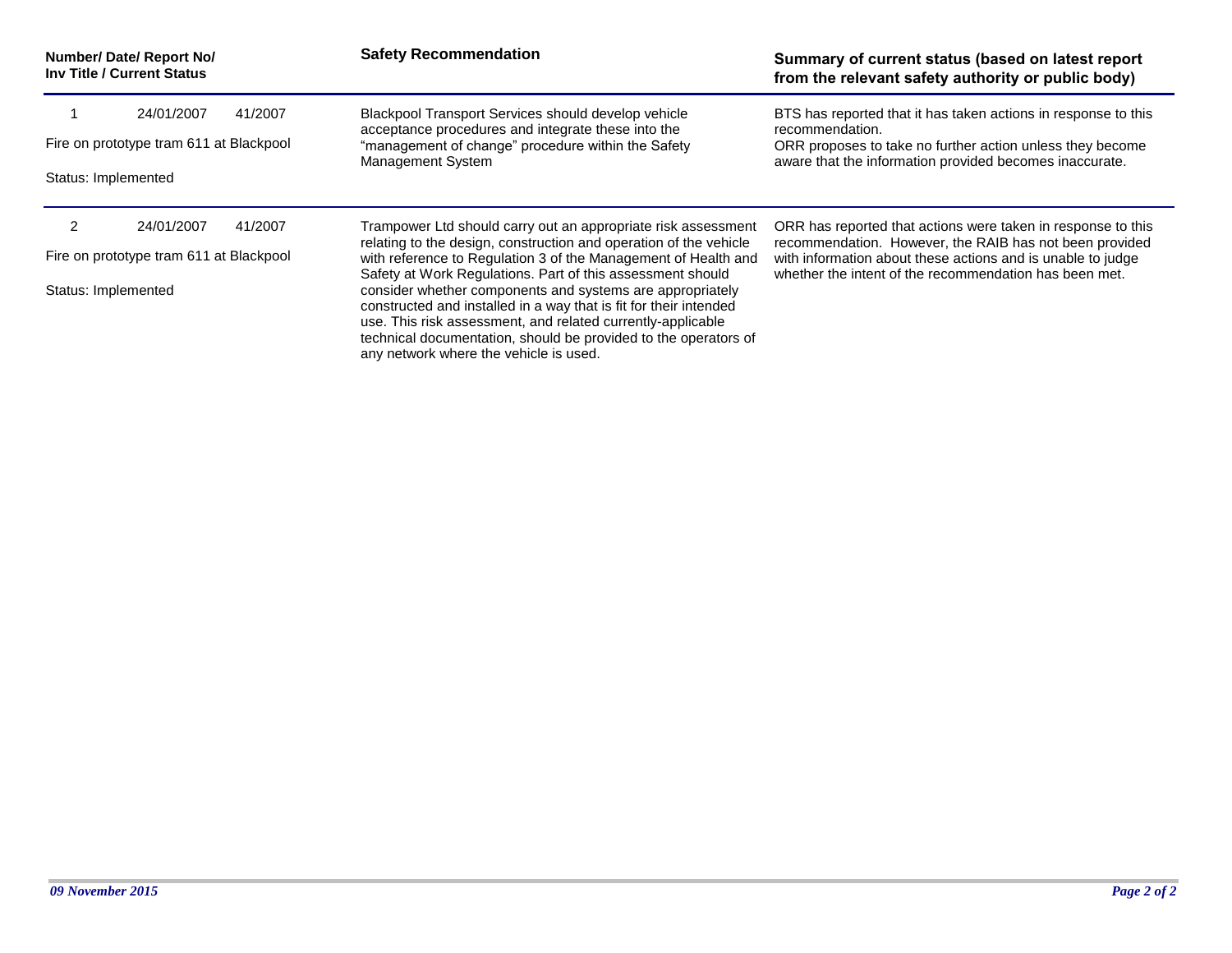| Number/ Date/ Report No/ Inv Title / Current Status | Safety Recommendation | Summary of current status (based on latest report from the relevant safety authority or public body) |
|---|---|---|
| 1 24/01/2007 41/2007<br>Fire on prototype tram 611 at Blackpool<br>Status: Implemented | Blackpool Transport Services should develop vehicle acceptance procedures and integrate these into the “management of change” procedure within the Safety Management System | BTS has reported that it has taken actions in response to this recommendation.<br>ORR proposes to take no further action unless they become aware that the information provided becomes inaccurate. |
| 2 24/01/2007 41/2007<br>Fire on prototype tram 611 at Blackpool<br>Status: Implemented | Trampower Ltd should carry out an appropriate risk assessment relating to the design, construction and operation of the vehicle with reference to Regulation 3 of the Management of Health and Safety at Work Regulations. Part of this assessment should consider whether components and systems are appropriately constructed and installed in a way that is fit for their intended use. This risk assessment, and related currently-applicable technical documentation, should be provided to the operators of any network where the vehicle is used. | ORR has reported that actions were taken in response to this recommendation. However, the RAIB has not been provided with information about these actions and is unable to judge whether the intent of the recommendation has been met. |

*09 November 2015*